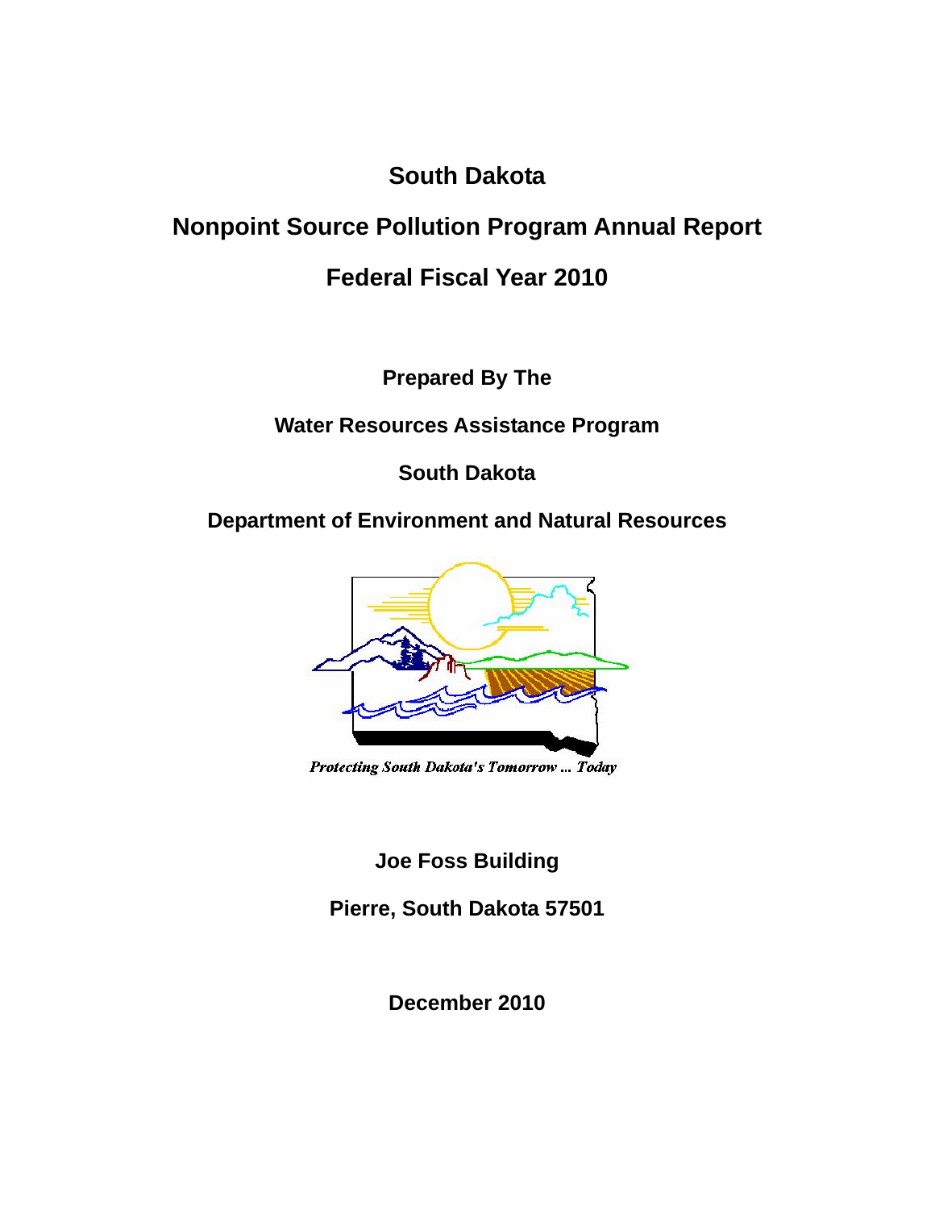# South Dakota

# Nonpoint Source Pollution Program Annual Report

# Federal Fiscal Year 2010

**Prepared By The**

**Water Resources Assistance Program**

**South Dakota**

**Department of Environment and Natural Resources**

*Protecting South Dakota's Tomorrow ... Today*

**Joe Foss Building**

**Pierre, South Dakota 57501**

**December 2010**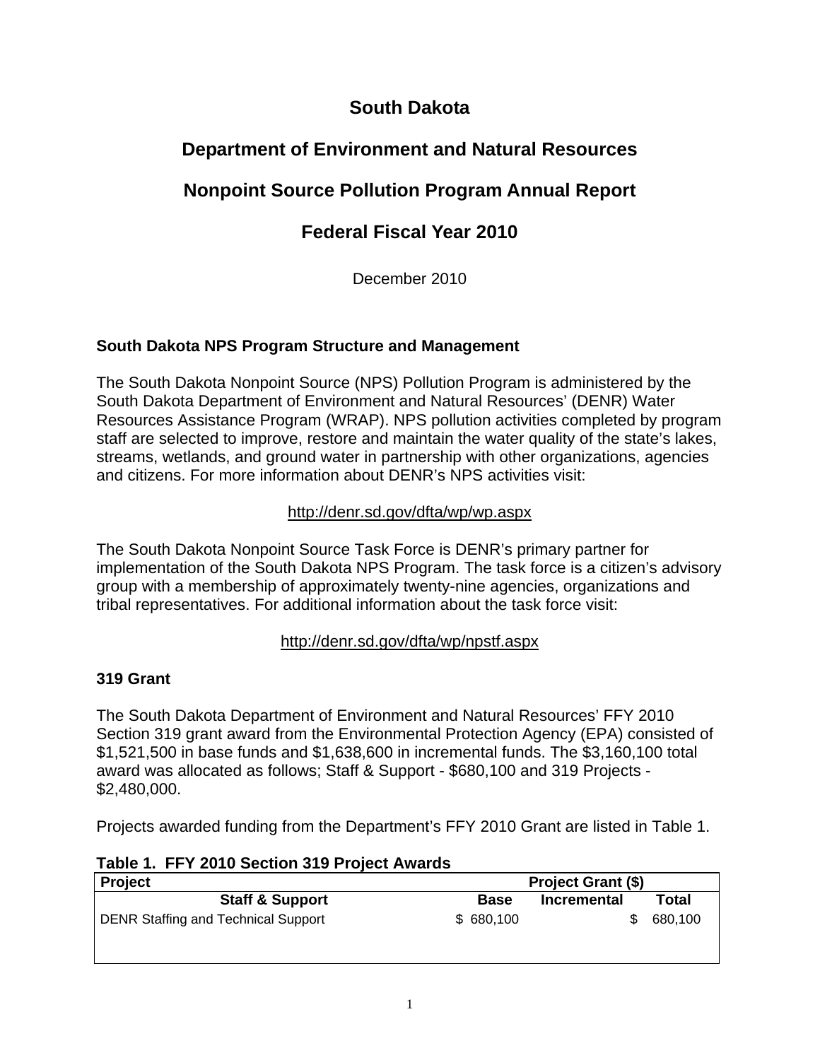# South Dakota

# Department of Environment and Natural Resources

# Nonpoint Source Pollution Program Annual Report

# Federal Fiscal Year 2010

December 2010

### South Dakota NPS Program Structure and Management

The South Dakota Nonpoint Source (NPS) Pollution Program is administered by the South Dakota Department of Environment and Natural Resources' (DENR) Water Resources Assistance Program (WRAP). NPS pollution activities completed by program staff are selected to improve, restore and maintain the water quality of the state's lakes, streams, wetlands, and ground water in partnership with other organizations, agencies and citizens. For more information about DENR's NPS activities visit:

http://denr.sd.gov/dfta/wp/wp.aspx

The South Dakota Nonpoint Source Task Force is DENR's primary partner for implementation of the South Dakota NPS Program. The task force is a citizen's advisory group with a membership of approximately twenty-nine agencies, organizations and tribal representatives. For additional information about the task force visit:

http://denr.sd.gov/dfta/wp/npstf.aspx

### 319 Grant

The South Dakota Department of Environment and Natural Resources' FFY 2010 Section 319 grant award from the Environmental Protection Agency (EPA) consisted of $1,521,500 in base funds and $1,638,600 in incremental funds. The $3,160,100 total award was allocated as follows; Staff & Support - $680,100 and 319 Projects - $2,480,000.

Projects awarded funding from the Department's FFY 2010 Grant are listed in Table 1.

**Table 1. FFY 2010 Section 319 Project Awards**

| Project | Project Grant ($) | | |
|---|---|---|---|
| **Staff & Support** | **Base** | **Incremental** | **Total** |
| DENR Staffing and Technical Support | $ 680,100 | | $ 680,100 |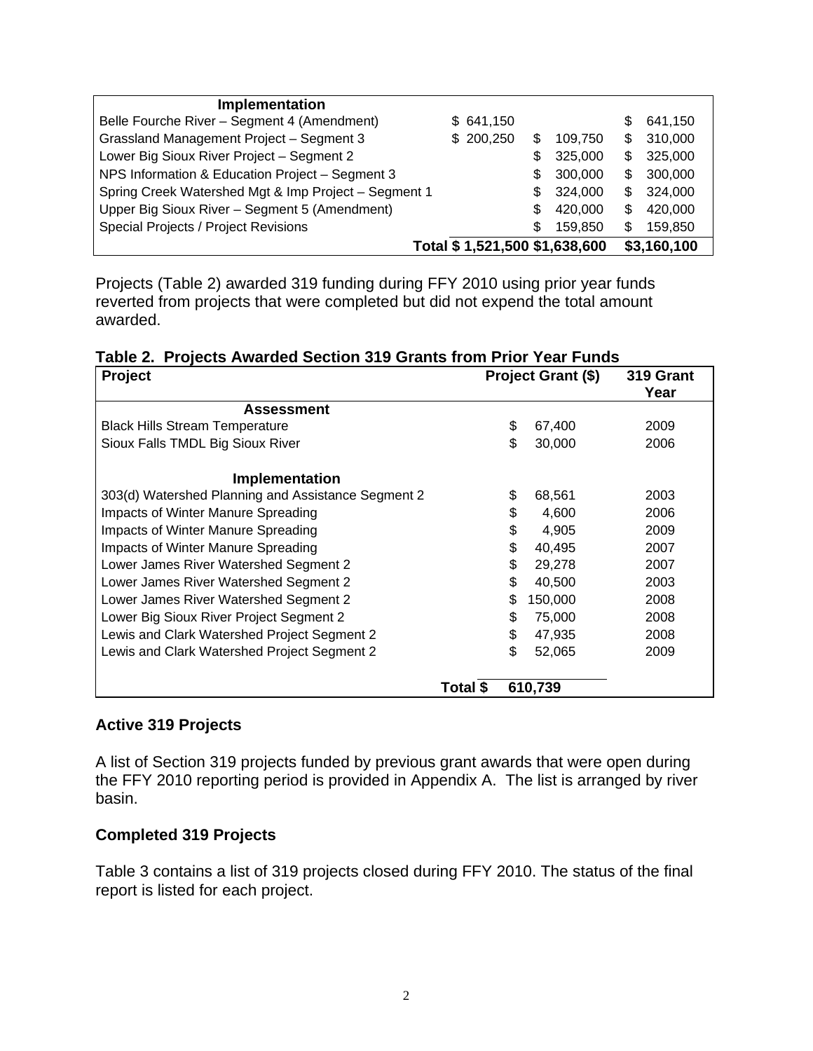| Implementation | | | |
|---|---|---|---|
| Belle Fourche River – Segment 4 (Amendment) | $ 641,150 | | $ 641,150 |
| Grassland Management Project – Segment 3 | $ 200,250 | $ 109,750 | $ 310,000 |
| Lower Big Sioux River Project – Segment 2 | | $ 325,000 | $ 325,000 |
| NPS Information & Education Project – Segment 3 | | $ 300,000 | $ 300,000 |
| Spring Creek Watershed Mgt & Imp Project – Segment 1 | | $ 324,000 | $ 324,000 |
| Upper Big Sioux River – Segment 5 (Amendment) | | $ 420,000 | $ 420,000 |
| Special Projects / Project Revisions | | $ 159,850 | $ 159,850 |
| Total | $ 1,521,500 | $1,638,600 | $3,160,100 |

Projects (Table 2) awarded 319 funding during FFY 2010 using prior year funds reverted from projects that were completed but did not expend the total amount awarded.

**Table 2. Projects Awarded Section 319 Grants from Prior Year Funds**

| Project | Project Grant ($) | 319 Grant Year |
|---|---|---|
| **Assessment** | | |
| Black Hills Stream Temperature | $ 67,400 | 2009 |
| Sioux Falls TMDL Big Sioux River | $ 30,000 | 2006 |
| **Implementation** | | |
| 303(d) Watershed Planning and Assistance Segment 2 | $ 68,561 | 2003 |
| Impacts of Winter Manure Spreading | $ 4,600 | 2006 |
| Impacts of Winter Manure Spreading | $ 4,905 | 2009 |
| Impacts of Winter Manure Spreading | $ 40,495 | 2007 |
| Lower James River Watershed Segment 2 | $ 29,278 | 2007 |
| Lower James River Watershed Segment 2 | $ 40,500 | 2003 |
| Lower James River Watershed Segment 2 | $ 150,000 | 2008 |
| Lower Big Sioux River Project Segment 2 | $ 75,000 | 2008 |
| Lewis and Clark Watershed Project Segment 2 | $ 47,935 | 2008 |
| Lewis and Clark Watershed Project Segment 2 | $ 52,065 | 2009 |
| Total | $ 610,739 | |

## Active 319 Projects

A list of Section 319 projects funded by previous grant awards that were open during the FFY 2010 reporting period is provided in Appendix A. The list is arranged by river basin.

## Completed 319 Projects

Table 3 contains a list of 319 projects closed during FFY 2010. The status of the final report is listed for each project.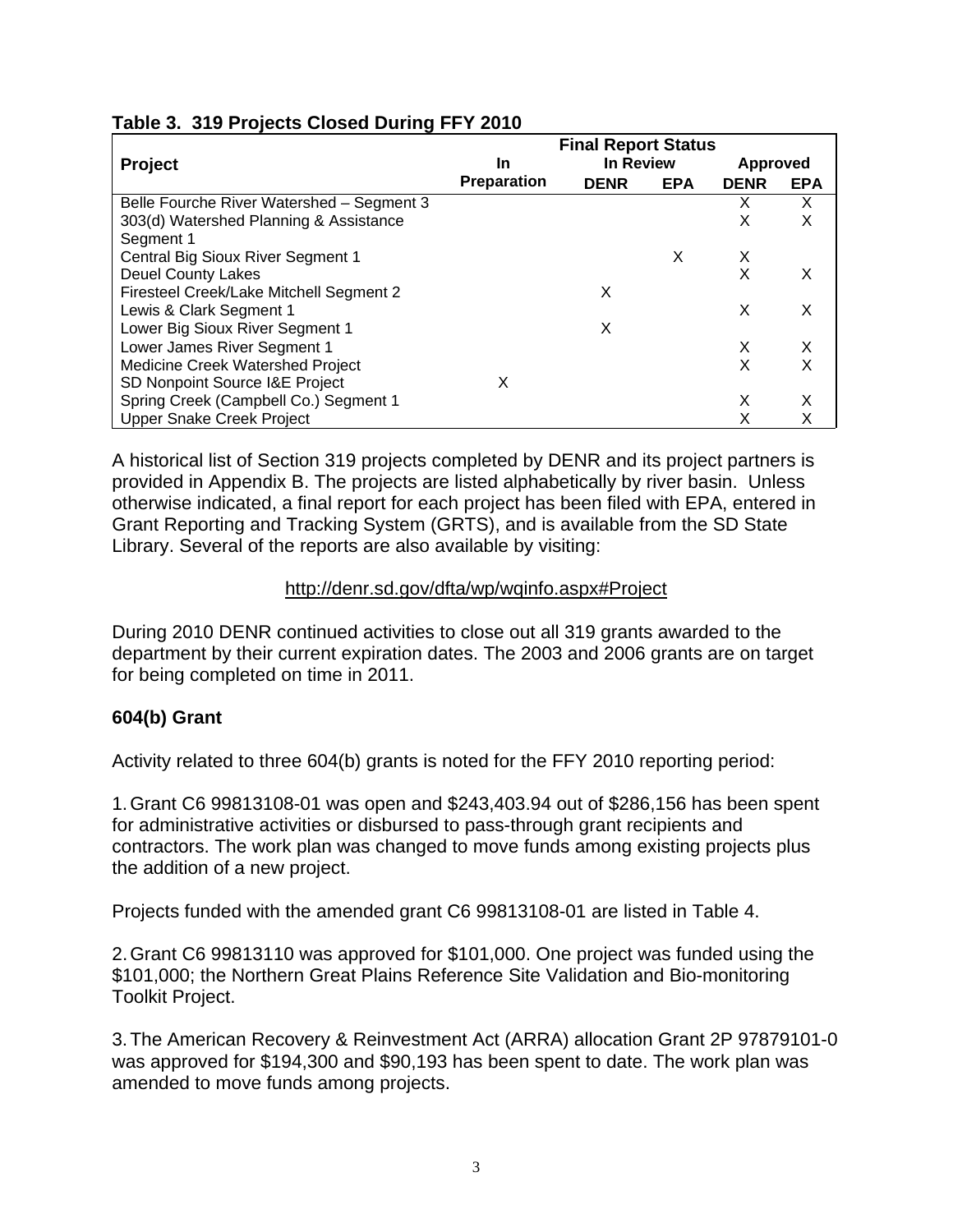**Table 3. 319 Projects Closed During FFY 2010**

| Project | Final Report Status | | | | |
|---|---|---|---|---|---|
| | In Preparation | In Review | | Approved | |
| | | DENR | EPA | DENR | EPA |
| Belle Fourche River Watershed – Segment 3 | | | | X | X |
| 303(d) Watershed Planning & Assistance Segment 1 | | | | X | X |
| Central Big Sioux River Segment 1 | | | X | X | |
| Deuel County Lakes | | | | X | X |
| Firesteel Creek/Lake Mitchell Segment 2 | | X | | | |
| Lewis & Clark Segment 1 | | | | X | X |
| Lower Big Sioux River Segment 1 | | X | | | |
| Lower James River Segment 1 | | | | X | X |
| Medicine Creek Watershed Project | | | | X | X |
| SD Nonpoint Source I&E Project | X | | | | |
| Spring Creek (Campbell Co.) Segment 1 | | | | X | X |
| Upper Snake Creek Project | | | | X | X |

A historical list of Section 319 projects completed by DENR and its project partners is provided in Appendix B. The projects are listed alphabetically by river basin. Unless otherwise indicated, a final report for each project has been filed with EPA, entered in Grant Reporting and Tracking System (GRTS), and is available from the SD State Library. Several of the reports are also available by visiting:

http://denr.sd.gov/dfta/wp/wqinfo.aspx#Project

During 2010 DENR continued activities to close out all 319 grants awarded to the department by their current expiration dates. The 2003 and 2006 grants are on target for being completed on time in 2011.

### 604(b) Grant

Activity related to three 604(b) grants is noted for the FFY 2010 reporting period:

1. Grant C6 99813108-01 was open and $243,403.94 out of $286,156 has been spent for administrative activities or disbursed to pass-through grant recipients and contractors. The work plan was changed to move funds among existing projects plus the addition of a new project.

Projects funded with the amended grant C6 99813108-01 are listed in Table 4.

2. Grant C6 99813110 was approved for $101,000. One project was funded using the $101,000; the Northern Great Plains Reference Site Validation and Bio-monitoring Toolkit Project.

3. The American Recovery & Reinvestment Act (ARRA) allocation Grant 2P 97879101-0 was approved for $194,300 and $90,193 has been spent to date. The work plan was amended to move funds among projects.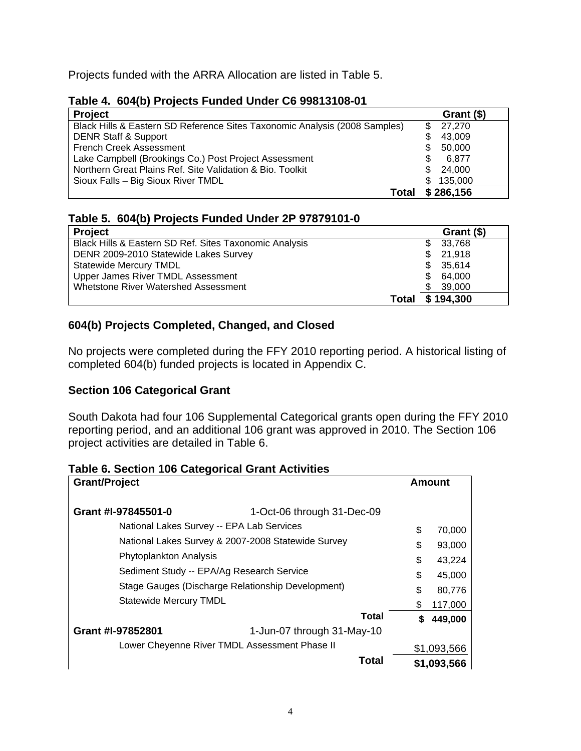Projects funded with the ARRA Allocation are listed in Table 5.

**Table 4. 604(b) Projects Funded Under C6 99813108-01**

| Project | Grant ($) |
|---|---|
| Black Hills & Eastern SD Reference Sites Taxonomic Analysis (2008 Samples) | $ 27,270 |
| DENR Staff & Support | $ 43,009 |
| French Creek Assessment | $ 50,000 |
| Lake Campbell (Brookings Co.) Post Project Assessment | $ 6,877 |
| Northern Great Plains Ref. Site Validation & Bio. Toolkit | $ 24,000 |
| Sioux Falls – Big Sioux River TMDL | $ 135,000 |
| **Total** | **$ 286,156** |

**Table 5. 604(b) Projects Funded Under 2P 97879101-0**

| Project | Grant ($) |
|---|---|
| Black Hills & Eastern SD Ref. Sites Taxonomic Analysis | $ 33,768 |
| DENR 2009-2010 Statewide Lakes Survey | $ 21,918 |
| Statewide Mercury TMDL | $ 35,614 |
| Upper James River TMDL Assessment | $ 64,000 |
| Whetstone River Watershed Assessment | $ 39,000 |
| **Total** | **$ 194,300** |

### 604(b) Projects Completed, Changed, and Closed

No projects were completed during the FFY 2010 reporting period. A historical listing of completed 604(b) funded projects is located in Appendix C.

### Section 106 Categorical Grant

South Dakota had four 106 Supplemental Categorical grants open during the FFY 2010 reporting period, and an additional 106 grant was approved in 2010. The Section 106 project activities are detailed in Table 6.

**Table 6. Section 106 Categorical Grant Activities**

| Grant/Project | | Amount |
|---|---|---|
| **Grant #I-97845501-0** | 1-Oct-06 through 31-Dec-09 | |
| National Lakes Survey -- EPA Lab Services | | $ 70,000 |
| National Lakes Survey & 2007-2008 Statewide Survey | | $ 93,000 |
| Phytoplankton Analysis | | $ 43,224 |
| Sediment Study -- EPA/Ag Research Service | | $ 45,000 |
| Stage Gauges (Discharge Relationship Development) | | $ 80,776 |
| Statewide Mercury TMDL | | $ 117,000 |
| | **Total** | **$ 449,000** |
| **Grant #I-97852801** | 1-Jun-07 through 31-May-10 | |
| Lower Cheyenne River TMDL Assessment Phase II | | $1,093,566 |
| | **Total** | **$1,093,566** |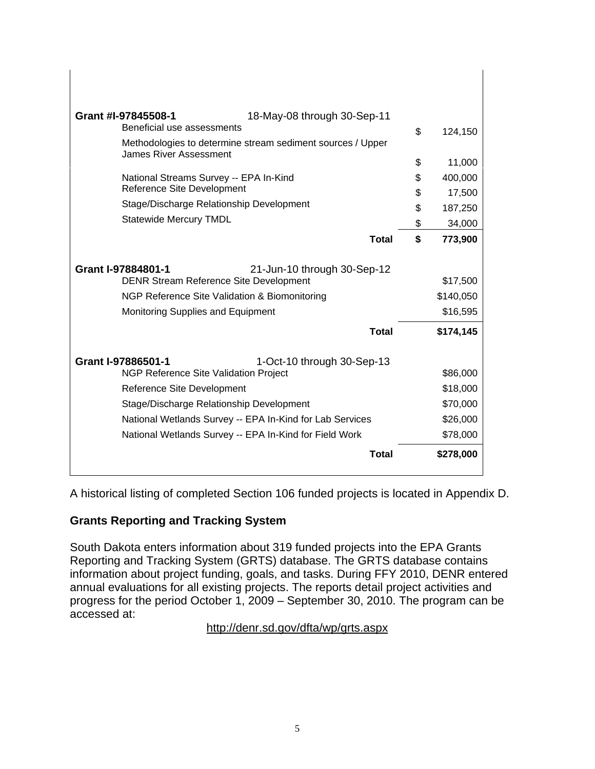| Grant #I-97845508-1 | 18-May-08 through 30-Sep-11 | |
|---|---|---|
| Beneficial use assessments | | $ 124,150 |
| Methodologies to determine stream sediment sources / Upper James River Assessment | | $ 11,000 |
| National Streams Survey -- EPA In-Kind | | $ 400,000 |
| Reference Site Development | | $ 17,500 |
| Stage/Discharge Relationship Development | | $ 187,250 |
| Statewide Mercury TMDL | | $ 34,000 |
| | **Total** | **$ 773,900** |

| Grant I-97884801-1 | 21-Jun-10 through 30-Sep-12 | |
|---|---|---|
| DENR Stream Reference Site Development | | $17,500 |
| NGP Reference Site Validation & Biomonitoring | | $140,050 |
| Monitoring Supplies and Equipment | | $16,595 |
| | **Total** | **$174,145** |

| Grant I-97886501-1 | 1-Oct-10 through 30-Sep-13 | |
|---|---|---|
| NGP Reference Site Validation Project | | $86,000 |
| Reference Site Development | | $18,000 |
| Stage/Discharge Relationship Development | | $70,000 |
| National Wetlands Survey -- EPA In-Kind for Lab Services | | $26,000 |
| National Wetlands Survey -- EPA In-Kind for Field Work | | $78,000 |
| | **Total** | **$278,000** |

A historical listing of completed Section 106 funded projects is located in Appendix D.

## Grants Reporting and Tracking System

South Dakota enters information about 319 funded projects into the EPA Grants Reporting and Tracking System (GRTS) database. The GRTS database contains information about project funding, goals, and tasks. During FFY 2010, DENR entered annual evaluations for all existing projects. The reports detail project activities and progress for the period October 1, 2009 – September 30, 2010. The program can be accessed at:

http://denr.sd.gov/dfta/wp/grts.aspx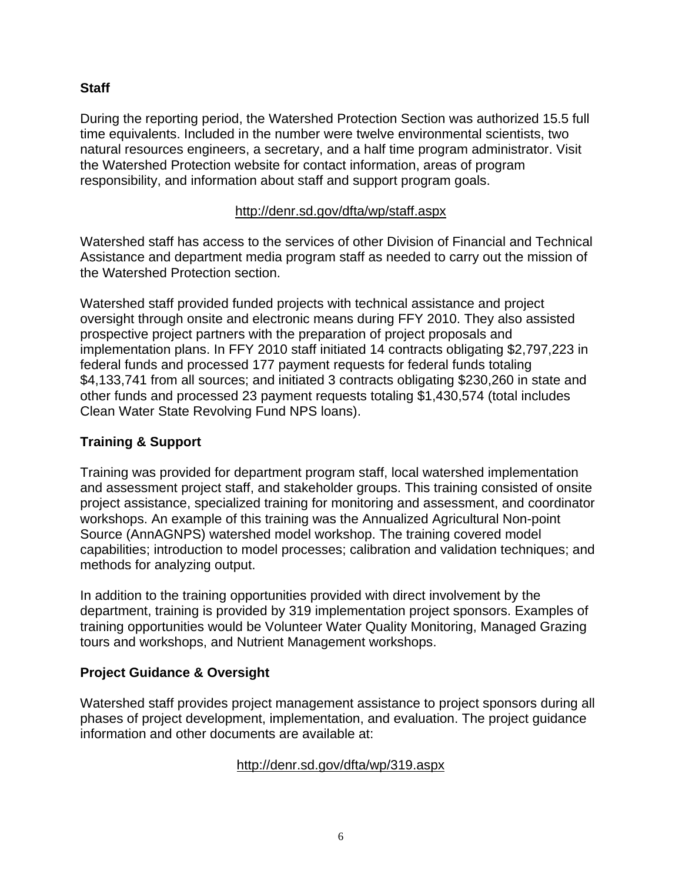## Staff

During the reporting period, the Watershed Protection Section was authorized 15.5 full time equivalents. Included in the number were twelve environmental scientists, two natural resources engineers, a secretary, and a half time program administrator. Visit the Watershed Protection website for contact information, areas of program responsibility, and information about staff and support program goals.

http://denr.sd.gov/dfta/wp/staff.aspx

Watershed staff has access to the services of other Division of Financial and Technical Assistance and department media program staff as needed to carry out the mission of the Watershed Protection section.

Watershed staff provided funded projects with technical assistance and project oversight through onsite and electronic means during FFY 2010. They also assisted prospective project partners with the preparation of project proposals and implementation plans. In FFY 2010 staff initiated 14 contracts obligating $2,797,223 in federal funds and processed 177 payment requests for federal funds totaling $4,133,741 from all sources; and initiated 3 contracts obligating $230,260 in state and other funds and processed 23 payment requests totaling $1,430,574 (total includes Clean Water State Revolving Fund NPS loans).

## Training & Support

Training was provided for department program staff, local watershed implementation and assessment project staff, and stakeholder groups. This training consisted of onsite project assistance, specialized training for monitoring and assessment, and coordinator workshops. An example of this training was the Annualized Agricultural Non-point Source (AnnAGNPS) watershed model workshop. The training covered model capabilities; introduction to model processes; calibration and validation techniques; and methods for analyzing output.

In addition to the training opportunities provided with direct involvement by the department, training is provided by 319 implementation project sponsors. Examples of training opportunities would be Volunteer Water Quality Monitoring, Managed Grazing tours and workshops, and Nutrient Management workshops.

## Project Guidance & Oversight

Watershed staff provides project management assistance to project sponsors during all phases of project development, implementation, and evaluation. The project guidance information and other documents are available at:

http://denr.sd.gov/dfta/wp/319.aspx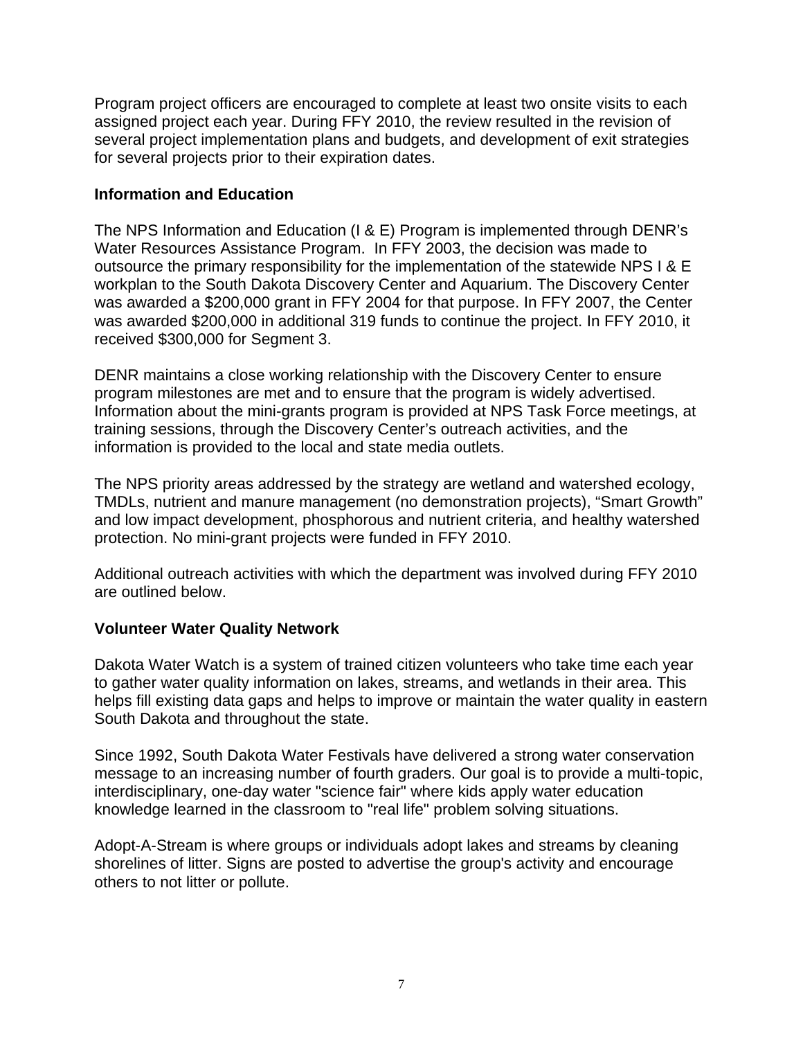Program project officers are encouraged to complete at least two onsite visits to each assigned project each year. During FFY 2010, the review resulted in the revision of several project implementation plans and budgets, and development of exit strategies for several projects prior to their expiration dates.

**Information and Education**

The NPS Information and Education (I & E) Program is implemented through DENR's Water Resources Assistance Program. In FFY 2003, the decision was made to outsource the primary responsibility for the implementation of the statewide NPS I & E workplan to the South Dakota Discovery Center and Aquarium. The Discovery Center was awarded a $200,000 grant in FFY 2004 for that purpose. In FFY 2007, the Center was awarded $200,000 in additional 319 funds to continue the project. In FFY 2010, it received $300,000 for Segment 3.

DENR maintains a close working relationship with the Discovery Center to ensure program milestones are met and to ensure that the program is widely advertised. Information about the mini-grants program is provided at NPS Task Force meetings, at training sessions, through the Discovery Center's outreach activities, and the information is provided to the local and state media outlets.

The NPS priority areas addressed by the strategy are wetland and watershed ecology, TMDLs, nutrient and manure management (no demonstration projects), "Smart Growth" and low impact development, phosphorous and nutrient criteria, and healthy watershed protection. No mini-grant projects were funded in FFY 2010.

Additional outreach activities with which the department was involved during FFY 2010 are outlined below.

**Volunteer Water Quality Network**

Dakota Water Watch is a system of trained citizen volunteers who take time each year to gather water quality information on lakes, streams, and wetlands in their area. This helps fill existing data gaps and helps to improve or maintain the water quality in eastern South Dakota and throughout the state.

Since 1992, South Dakota Water Festivals have delivered a strong water conservation message to an increasing number of fourth graders. Our goal is to provide a multi-topic, interdisciplinary, one-day water "science fair" where kids apply water education knowledge learned in the classroom to "real life" problem solving situations.

Adopt-A-Stream is where groups or individuals adopt lakes and streams by cleaning shorelines of litter. Signs are posted to advertise the group's activity and encourage others to not litter or pollute.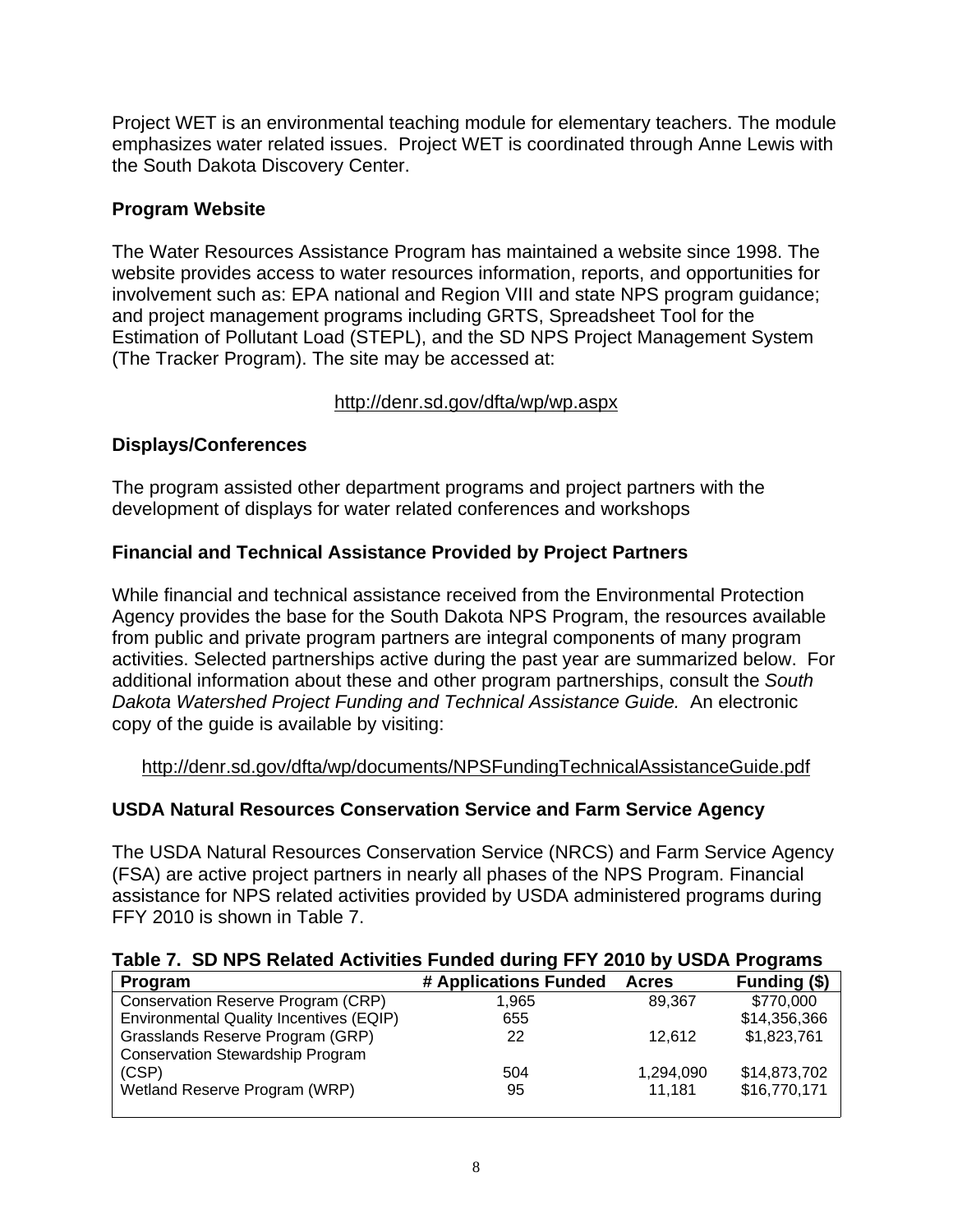Project WET is an environmental teaching module for elementary teachers. The module emphasizes water related issues. Project WET is coordinated through Anne Lewis with the South Dakota Discovery Center.

### Program Website

The Water Resources Assistance Program has maintained a website since 1998. The website provides access to water resources information, reports, and opportunities for involvement such as: EPA national and Region VIII and state NPS program guidance; and project management programs including GRTS, Spreadsheet Tool for the Estimation of Pollutant Load (STEPL), and the SD NPS Project Management System (The Tracker Program). The site may be accessed at:

http://denr.sd.gov/dfta/wp/wp.aspx

### Displays/Conferences

The program assisted other department programs and project partners with the development of displays for water related conferences and workshops

### Financial and Technical Assistance Provided by Project Partners

While financial and technical assistance received from the Environmental Protection Agency provides the base for the South Dakota NPS Program, the resources available from public and private program partners are integral components of many program activities. Selected partnerships active during the past year are summarized below. For additional information about these and other program partnerships, consult the *South Dakota Watershed Project Funding and Technical Assistance Guide.* An electronic copy of the guide is available by visiting:

http://denr.sd.gov/dfta/wp/documents/NPSFundingTechnicalAssistanceGuide.pdf

### USDA Natural Resources Conservation Service and Farm Service Agency

The USDA Natural Resources Conservation Service (NRCS) and Farm Service Agency (FSA) are active project partners in nearly all phases of the NPS Program. Financial assistance for NPS related activities provided by USDA administered programs during FFY 2010 is shown in Table 7.

**Table 7. SD NPS Related Activities Funded during FFY 2010 by USDA Programs**

| Program | # Applications Funded | Acres | Funding ($) |
|---|---|---|---|
| Conservation Reserve Program (CRP) | 1,965 | 89,367 | $770,000 |
| Environmental Quality Incentives (EQIP) | 655 | | $14,356,366 |
| Grasslands Reserve Program (GRP) | 22 | 12,612 | $1,823,761 |
| Conservation Stewardship Program (CSP) | 504 | 1,294,090 | $14,873,702 |
| Wetland Reserve Program (WRP) | 95 | 11,181 | $16,770,171 |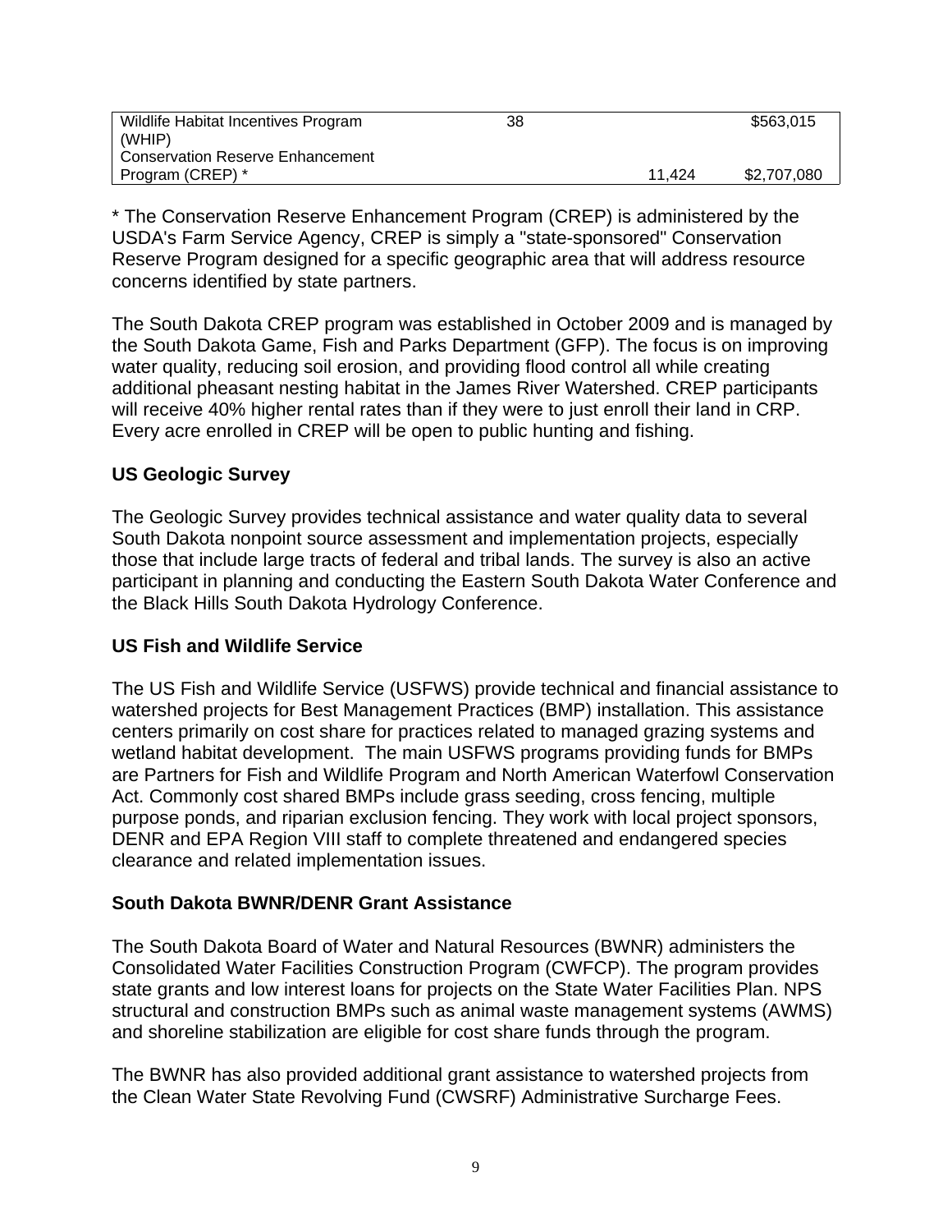| | | | |
|---|---|---|---|
| Wildlife Habitat Incentives Program (WHIP) | 38 | | $563,015 |
| Conservation Reserve Enhancement Program (CREP) * | | 11,424 | $2,707,080 |

* The Conservation Reserve Enhancement Program (CREP) is administered by the USDA's Farm Service Agency, CREP is simply a "state-sponsored" Conservation Reserve Program designed for a specific geographic area that will address resource concerns identified by state partners.

The South Dakota CREP program was established in October 2009 and is managed by the South Dakota Game, Fish and Parks Department (GFP). The focus is on improving water quality, reducing soil erosion, and providing flood control all while creating additional pheasant nesting habitat in the James River Watershed. CREP participants will receive 40% higher rental rates than if they were to just enroll their land in CRP. Every acre enrolled in CREP will be open to public hunting and fishing.

**US Geologic Survey**

The Geologic Survey provides technical assistance and water quality data to several South Dakota nonpoint source assessment and implementation projects, especially those that include large tracts of federal and tribal lands. The survey is also an active participant in planning and conducting the Eastern South Dakota Water Conference and the Black Hills South Dakota Hydrology Conference.

**US Fish and Wildlife Service**

The US Fish and Wildlife Service (USFWS) provide technical and financial assistance to watershed projects for Best Management Practices (BMP) installation. This assistance centers primarily on cost share for practices related to managed grazing systems and wetland habitat development. The main USFWS programs providing funds for BMPs are Partners for Fish and Wildlife Program and North American Waterfowl Conservation Act. Commonly cost shared BMPs include grass seeding, cross fencing, multiple purpose ponds, and riparian exclusion fencing. They work with local project sponsors, DENR and EPA Region VIII staff to complete threatened and endangered species clearance and related implementation issues.

**South Dakota BWNR/DENR Grant Assistance**

The South Dakota Board of Water and Natural Resources (BWNR) administers the Consolidated Water Facilities Construction Program (CWFCP). The program provides state grants and low interest loans for projects on the State Water Facilities Plan. NPS structural and construction BMPs such as animal waste management systems (AWMS) and shoreline stabilization are eligible for cost share funds through the program.

The BWNR has also provided additional grant assistance to watershed projects from the Clean Water State Revolving Fund (CWSRF) Administrative Surcharge Fees.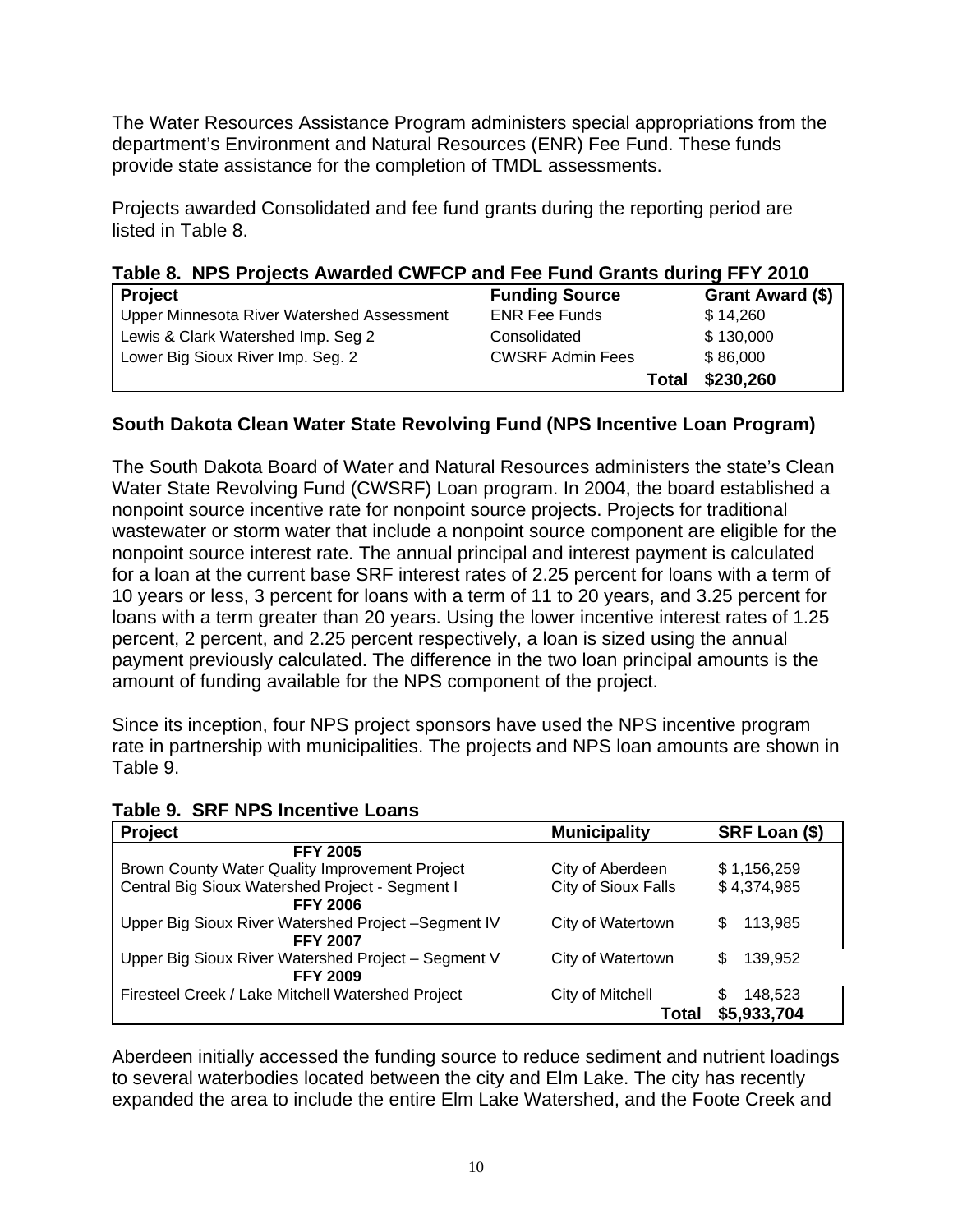The Water Resources Assistance Program administers special appropriations from the department's Environment and Natural Resources (ENR) Fee Fund. These funds provide state assistance for the completion of TMDL assessments.

Projects awarded Consolidated and fee fund grants during the reporting period are listed in Table 8.

**Table 8. NPS Projects Awarded CWFCP and Fee Fund Grants during FFY 2010**

| Project | Funding Source | Grant Award ($) |
|---|---|---|
| Upper Minnesota River Watershed Assessment | ENR Fee Funds | $ 14,260 |
| Lewis & Clark Watershed Imp. Seg 2 | Consolidated | $ 130,000 |
| Lower Big Sioux River Imp. Seg. 2 | CWSRF Admin Fees | $ 86,000 |
| | **Total** | **$230,260** |

### South Dakota Clean Water State Revolving Fund (NPS Incentive Loan Program)

The South Dakota Board of Water and Natural Resources administers the state's Clean Water State Revolving Fund (CWSRF) Loan program. In 2004, the board established a nonpoint source incentive rate for nonpoint source projects. Projects for traditional wastewater or storm water that include a nonpoint source component are eligible for the nonpoint source interest rate. The annual principal and interest payment is calculated for a loan at the current base SRF interest rates of 2.25 percent for loans with a term of 10 years or less, 3 percent for loans with a term of 11 to 20 years, and 3.25 percent for loans with a term greater than 20 years. Using the lower incentive interest rates of 1.25 percent, 2 percent, and 2.25 percent respectively, a loan is sized using the annual payment previously calculated. The difference in the two loan principal amounts is the amount of funding available for the NPS component of the project.

Since its inception, four NPS project sponsors have used the NPS incentive program rate in partnership with municipalities. The projects and NPS loan amounts are shown in Table 9.

**Table 9. SRF NPS Incentive Loans**

| Project | Municipality | SRF Loan ($) |
|---|---|---|
| **FFY 2005** | | |
| Brown County Water Quality Improvement Project | City of Aberdeen | $ 1,156,259 |
| Central Big Sioux Watershed Project - Segment I | City of Sioux Falls | $ 4,374,985 |
| **FFY 2006** | | |
| Upper Big Sioux River Watershed Project –Segment IV | City of Watertown | $ 113,985 |
| **FFY 2007** | | |
| Upper Big Sioux River Watershed Project – Segment V | City of Watertown | $ 139,952 |
| **FFY 2009** | | |
| Firesteel Creek / Lake Mitchell Watershed Project | City of Mitchell | $ 148,523 |
| | **Total** | **$5,933,704** |

Aberdeen initially accessed the funding source to reduce sediment and nutrient loadings to several waterbodies located between the city and Elm Lake. The city has recently expanded the area to include the entire Elm Lake Watershed, and the Foote Creek and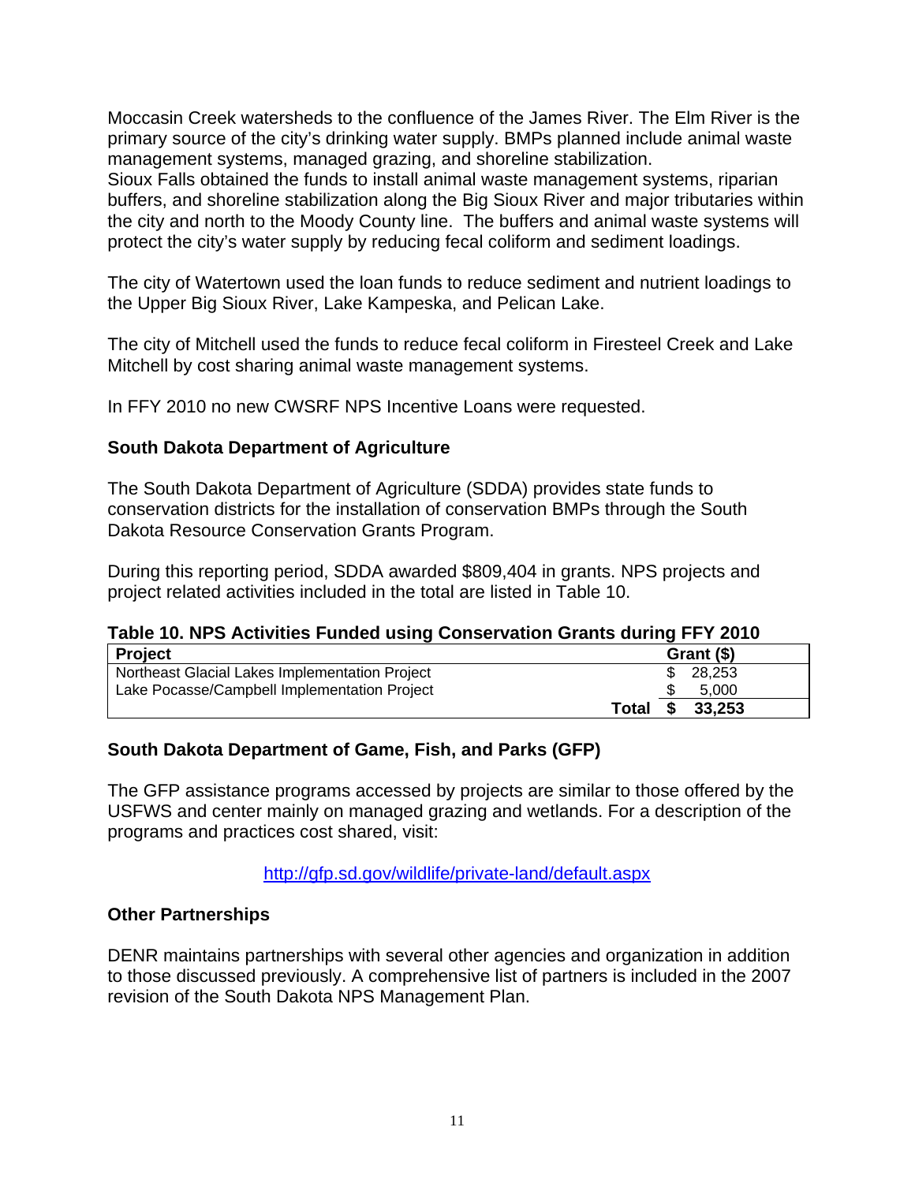Moccasin Creek watersheds to the confluence of the James River. The Elm River is the primary source of the city's drinking water supply. BMPs planned include animal waste management systems, managed grazing, and shoreline stabilization.
Sioux Falls obtained the funds to install animal waste management systems, riparian buffers, and shoreline stabilization along the Big Sioux River and major tributaries within the city and north to the Moody County line. The buffers and animal waste systems will protect the city's water supply by reducing fecal coliform and sediment loadings.

The city of Watertown used the loan funds to reduce sediment and nutrient loadings to the Upper Big Sioux River, Lake Kampeska, and Pelican Lake.

The city of Mitchell used the funds to reduce fecal coliform in Firesteel Creek and Lake Mitchell by cost sharing animal waste management systems.

In FFY 2010 no new CWSRF NPS Incentive Loans were requested.

### South Dakota Department of Agriculture

The South Dakota Department of Agriculture (SDDA) provides state funds to conservation districts for the installation of conservation BMPs through the South Dakota Resource Conservation Grants Program.

During this reporting period, SDDA awarded $809,404 in grants. NPS projects and project related activities included in the total are listed in Table 10.

**Table 10. NPS Activities Funded using Conservation Grants during FFY 2010**

| Project | Grant ($) |
|---|---|
| Northeast Glacial Lakes Implementation Project | $ 28,253 |
| Lake Pocasse/Campbell Implementation Project | $ 5,000 |
| **Total** | **$ 33,253** |

### South Dakota Department of Game, Fish, and Parks (GFP)

The GFP assistance programs accessed by projects are similar to those offered by the USFWS and center mainly on managed grazing and wetlands. For a description of the programs and practices cost shared, visit:

http://gfp.sd.gov/wildlife/private-land/default.aspx

### Other Partnerships

DENR maintains partnerships with several other agencies and organization in addition to those discussed previously. A comprehensive list of partners is included in the 2007 revision of the South Dakota NPS Management Plan.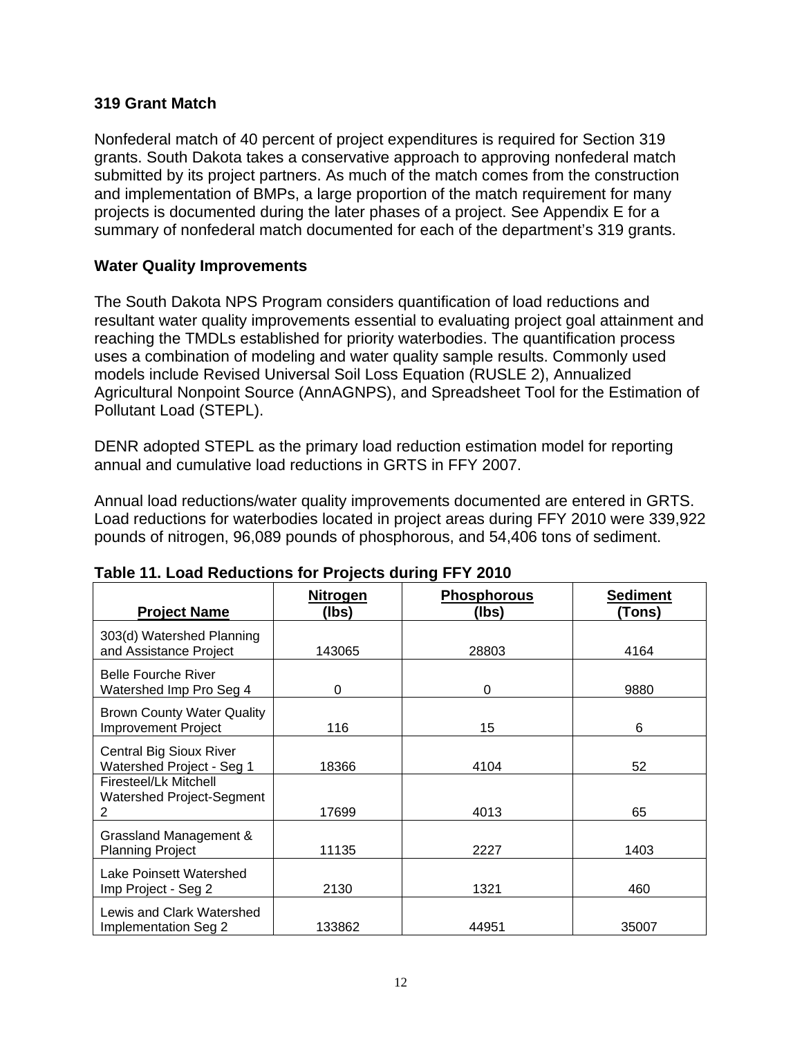### 319 Grant Match

Nonfederal match of 40 percent of project expenditures is required for Section 319 grants. South Dakota takes a conservative approach to approving nonfederal match submitted by its project partners. As much of the match comes from the construction and implementation of BMPs, a large proportion of the match requirement for many projects is documented during the later phases of a project. See Appendix E for a summary of nonfederal match documented for each of the department's 319 grants.

### Water Quality Improvements

The South Dakota NPS Program considers quantification of load reductions and resultant water quality improvements essential to evaluating project goal attainment and reaching the TMDLs established for priority waterbodies. The quantification process uses a combination of modeling and water quality sample results. Commonly used models include Revised Universal Soil Loss Equation (RUSLE 2), Annualized Agricultural Nonpoint Source (AnnAGNPS), and Spreadsheet Tool for the Estimation of Pollutant Load (STEPL).

DENR adopted STEPL as the primary load reduction estimation model for reporting annual and cumulative load reductions in GRTS in FFY 2007.

Annual load reductions/water quality improvements documented are entered in GRTS. Load reductions for waterbodies located in project areas during FFY 2010 were 339,922 pounds of nitrogen, 96,089 pounds of phosphorous, and 54,406 tons of sediment.

**Table 11. Load Reductions for Projects during FFY 2010**

| Project Name | Nitrogen (lbs) | Phosphorous (lbs) | Sediment (Tons) |
|---|---|---|---|
| 303(d) Watershed Planning and Assistance Project | 143065 | 28803 | 4164 |
| Belle Fourche River Watershed Imp Pro Seg 4 | 0 | 0 | 9880 |
| Brown County Water Quality Improvement Project | 116 | 15 | 6 |
| Central Big Sioux River Watershed Project - Seg 1 | 18366 | 4104 | 52 |
| Firesteel/Lk Mitchell Watershed Project-Segment 2 | 17699 | 4013 | 65 |
| Grassland Management & Planning Project | 11135 | 2227 | 1403 |
| Lake Poinsett Watershed Imp Project - Seg 2 | 2130 | 1321 | 460 |
| Lewis and Clark Watershed Implementation Seg 2 | 133862 | 44951 | 35007 |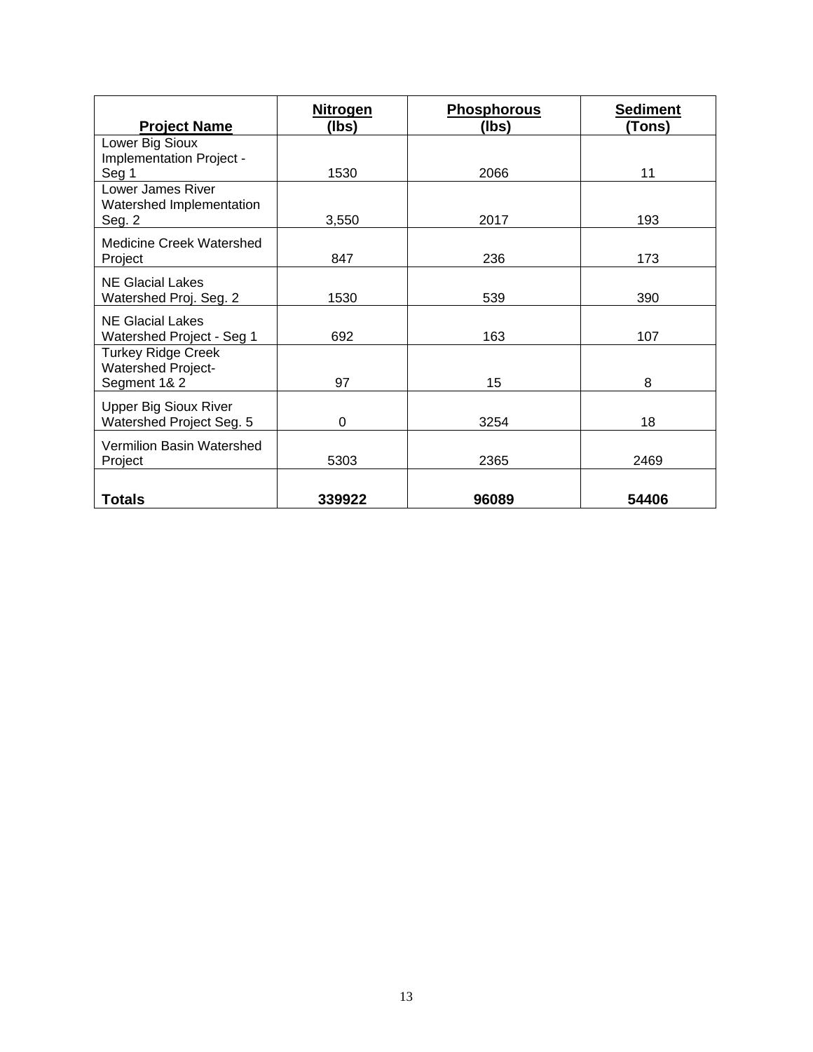| Project Name | Nitrogen (lbs) | Phosphorous (lbs) | Sediment (Tons) |
| --- | --- | --- | --- |
| Lower Big Sioux Implementation Project - Seg 1 | 1530 | 2066 | 11 |
| Lower James River Watershed Implementation Seg. 2 | 3,550 | 2017 | 193 |
| Medicine Creek Watershed Project | 847 | 236 | 173 |
| NE Glacial Lakes Watershed Proj. Seg. 2 | 1530 | 539 | 390 |
| NE Glacial Lakes Watershed Project - Seg 1 | 692 | 163 | 107 |
| Turkey Ridge Creek Watershed Project-Segment 1& 2 | 97 | 15 | 8 |
| Upper Big Sioux River Watershed Project Seg. 5 | 0 | 3254 | 18 |
| Vermilion Basin Watershed Project | 5303 | 2365 | 2469 |
| **Totals** | **339922** | **96089** | **54406** |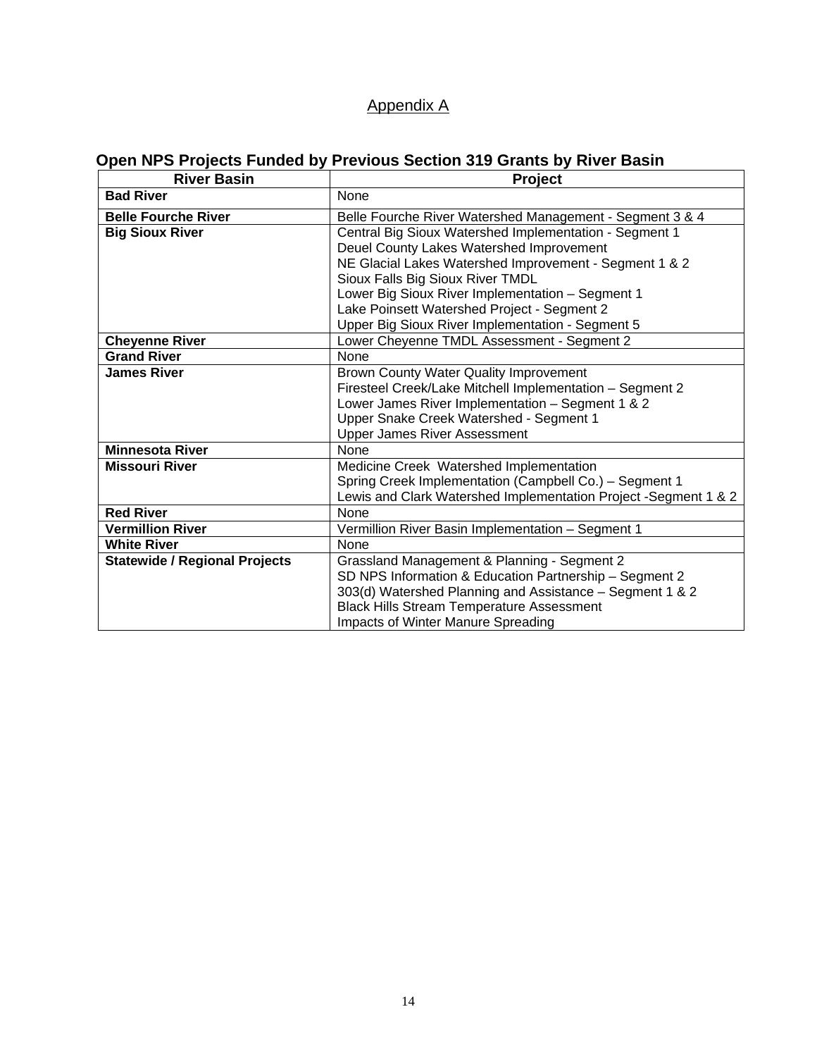# Appendix A

## Open NPS Projects Funded by Previous Section 319 Grants by River Basin

| River Basin | Project |
|---|---|
| **Bad River** | None |
| **Belle Fourche River** | Belle Fourche River Watershed Management - Segment 3 & 4 |
| **Big Sioux River** | Central Big Sioux Watershed Implementation - Segment 1<br>Deuel County Lakes Watershed Improvement<br>NE Glacial Lakes Watershed Improvement - Segment 1 & 2<br>Sioux Falls Big Sioux River TMDL<br>Lower Big Sioux River Implementation – Segment 1<br>Lake Poinsett Watershed Project - Segment 2<br>Upper Big Sioux River Implementation - Segment 5 |
| **Cheyenne River** | Lower Cheyenne TMDL Assessment - Segment 2 |
| **Grand River** | None |
| **James River** | Brown County Water Quality Improvement<br>Firesteel Creek/Lake Mitchell Implementation – Segment 2<br>Lower James River Implementation – Segment 1 & 2<br>Upper Snake Creek Watershed - Segment 1<br>Upper James River Assessment |
| **Minnesota River** | None |
| **Missouri River** | Medicine Creek Watershed Implementation<br>Spring Creek Implementation (Campbell Co.) – Segment 1<br>Lewis and Clark Watershed Implementation Project -Segment 1 & 2 |
| **Red River** | None |
| **Vermillion River** | Vermillion River Basin Implementation – Segment 1 |
| **White River** | None |
| **Statewide / Regional Projects** | Grassland Management & Planning - Segment 2<br>SD NPS Information & Education Partnership – Segment 2<br>303(d) Watershed Planning and Assistance – Segment 1 & 2<br>Black Hills Stream Temperature Assessment<br>Impacts of Winter Manure Spreading |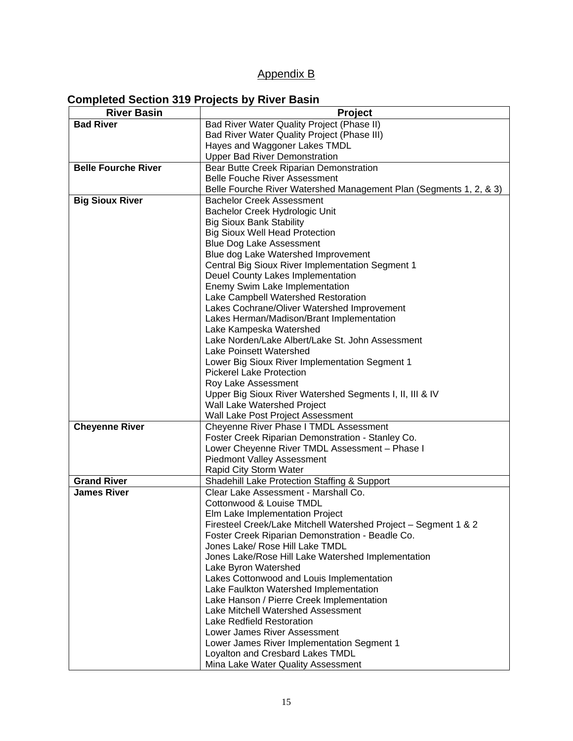## Appendix B

### Completed Section 319 Projects by River Basin

| River Basin | Project |
|---|---|
| **Bad River** | Bad River Water Quality Project (Phase II) |
| | Bad River Water Quality Project (Phase III) |
| | Hayes and Waggoner Lakes TMDL |
| | Upper Bad River Demonstration |
| **Belle Fourche River** | Bear Butte Creek Riparian Demonstration |
| | Belle Fouche River Assessment |
| | Belle Fourche River Watershed Management Plan (Segments 1, 2, & 3) |
| **Big Sioux River** | Bachelor Creek Assessment |
| | Bachelor Creek Hydrologic Unit |
| | Big Sioux Bank Stability |
| | Big Sioux Well Head Protection |
| | Blue Dog Lake Assessment |
| | Blue dog Lake Watershed Improvement |
| | Central Big Sioux River Implementation Segment 1 |
| | Deuel County Lakes Implementation |
| | Enemy Swim Lake Implementation |
| | Lake Campbell Watershed Restoration |
| | Lakes Cochrane/Oliver Watershed Improvement |
| | Lakes Herman/Madison/Brant Implementation |
| | Lake Kampeska Watershed |
| | Lake Norden/Lake Albert/Lake St. John Assessment |
| | Lake Poinsett Watershed |
| | Lower Big Sioux River Implementation Segment 1 |
| | Pickerel Lake Protection |
| | Roy Lake Assessment |
| | Upper Big Sioux River Watershed Segments I, II, III & IV |
| | Wall Lake Watershed Project |
| | Wall Lake Post Project Assessment |
| **Cheyenne River** | Cheyenne River Phase I TMDL Assessment |
| | Foster Creek Riparian Demonstration - Stanley Co. |
| | Lower Cheyenne River TMDL Assessment – Phase I |
| | Piedmont Valley Assessment |
| | Rapid City Storm Water |
| **Grand River** | Shadehill Lake Protection Staffing & Support |
| **James River** | Clear Lake Assessment - Marshall Co. |
| | Cottonwood & Louise TMDL |
| | Elm Lake Implementation Project |
| | Firesteel Creek/Lake Mitchell Watershed Project – Segment 1 & 2 |
| | Foster Creek Riparian Demonstration - Beadle Co. |
| | Jones Lake/ Rose Hill Lake TMDL |
| | Jones Lake/Rose Hill Lake Watershed Implementation |
| | Lake Byron Watershed |
| | Lakes Cottonwood and Louis Implementation |
| | Lake Faulkton Watershed Implementation |
| | Lake Hanson / Pierre Creek Implementation |
| | Lake Mitchell Watershed Assessment |
| | Lake Redfield Restoration |
| | Lower James River Assessment |
| | Lower James River Implementation Segment 1 |
| | Loyalton and Cresbard Lakes TMDL |
| | Mina Lake Water Quality Assessment |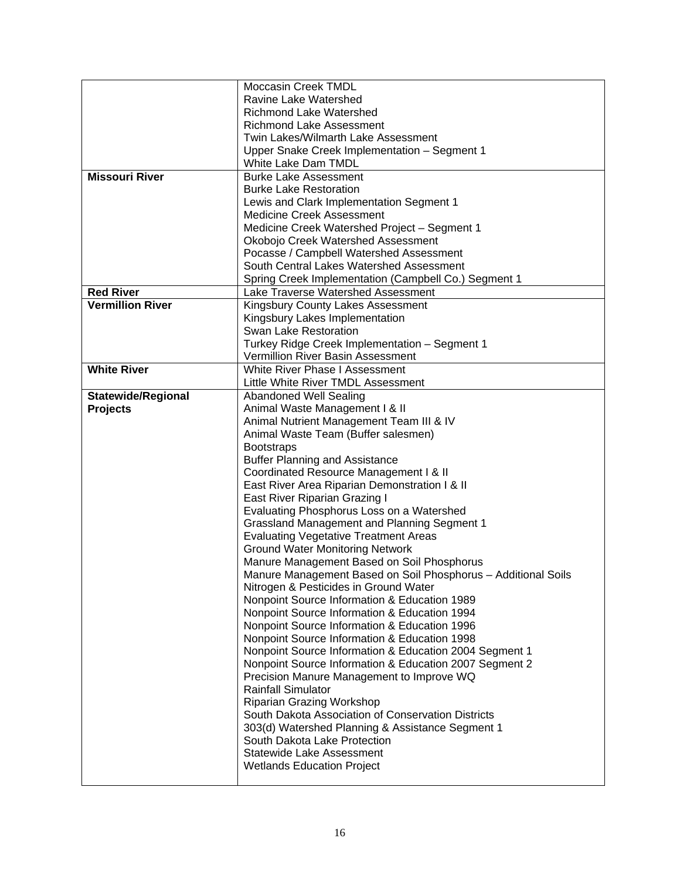| | |
|---|---|
| | Moccasin Creek TMDL<br>Ravine Lake Watershed<br>Richmond Lake Watershed<br>Richmond Lake Assessment<br>Twin Lakes/Wilmarth Lake Assessment<br>Upper Snake Creek Implementation – Segment 1<br>White Lake Dam TMDL |
| **Missouri River** | Burke Lake Assessment<br>Burke Lake Restoration<br>Lewis and Clark Implementation Segment 1<br>Medicine Creek Assessment<br>Medicine Creek Watershed Project – Segment 1<br>Okobojo Creek Watershed Assessment<br>Pocasse / Campbell Watershed Assessment<br>South Central Lakes Watershed Assessment<br>Spring Creek Implementation (Campbell Co.) Segment 1 |
| **Red River** | Lake Traverse Watershed Assessment |
| **Vermillion River** | Kingsbury County Lakes Assessment<br>Kingsbury Lakes Implementation<br>Swan Lake Restoration<br>Turkey Ridge Creek Implementation – Segment 1<br>Vermillion River Basin Assessment |
| **White River** | White River Phase I Assessment<br>Little White River TMDL Assessment |
| **Statewide/Regional Projects** | Abandoned Well Sealing<br>Animal Waste Management I & II<br>Animal Nutrient Management Team III & IV<br>Animal Waste Team (Buffer salesmen)<br>Bootstraps<br>Buffer Planning and Assistance<br>Coordinated Resource Management I & II<br>East River Area Riparian Demonstration I & II<br>East River Riparian Grazing I<br>Evaluating Phosphorus Loss on a Watershed<br>Grassland Management and Planning Segment 1<br>Evaluating Vegetative Treatment Areas<br>Ground Water Monitoring Network<br>Manure Management Based on Soil Phosphorus<br>Manure Management Based on Soil Phosphorus – Additional Soils<br>Nitrogen & Pesticides in Ground Water<br>Nonpoint Source Information & Education 1989<br>Nonpoint Source Information & Education 1994<br>Nonpoint Source Information & Education 1996<br>Nonpoint Source Information & Education 1998<br>Nonpoint Source Information & Education 2004 Segment 1<br>Nonpoint Source Information & Education 2007 Segment 2<br>Precision Manure Management to Improve WQ<br>Rainfall Simulator<br>Riparian Grazing Workshop<br>South Dakota Association of Conservation Districts<br>303(d) Watershed Planning & Assistance Segment 1<br>South Dakota Lake Protection<br>Statewide Lake Assessment<br>Wetlands Education Project |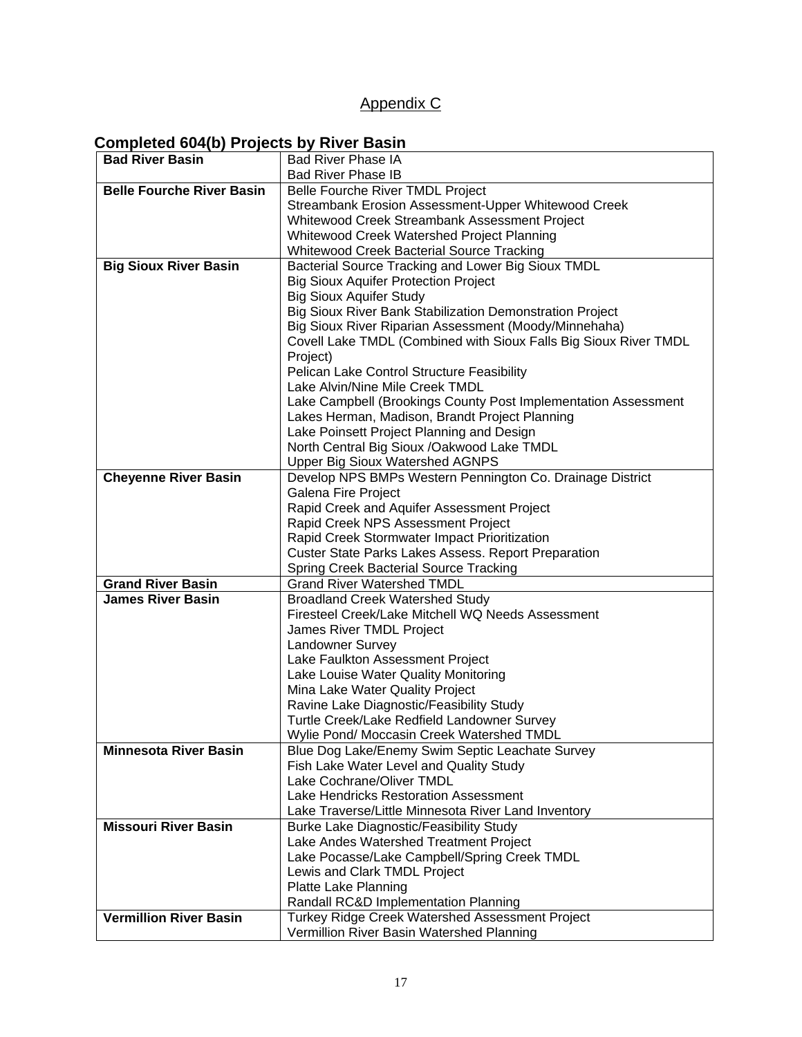Appendix C

## Completed 604(b) Projects by River Basin

| | |
|---|---|
| **Bad River Basin** | Bad River Phase IA<br>Bad River Phase IB |
| **Belle Fourche River Basin** | Belle Fourche River TMDL Project<br>Streambank Erosion Assessment-Upper Whitewood Creek<br>Whitewood Creek Streambank Assessment Project<br>Whitewood Creek Watershed Project Planning<br>Whitewood Creek Bacterial Source Tracking |
| **Big Sioux River Basin** | Bacterial Source Tracking and Lower Big Sioux TMDL<br>Big Sioux Aquifer Protection Project<br>Big Sioux Aquifer Study<br>Big Sioux River Bank Stabilization Demonstration Project<br>Big Sioux River Riparian Assessment (Moody/Minnehaha)<br>Covell Lake TMDL (Combined with Sioux Falls Big Sioux River TMDL Project)<br>Pelican Lake Control Structure Feasibility<br>Lake Alvin/Nine Mile Creek TMDL<br>Lake Campbell (Brookings County Post Implementation Assessment<br>Lakes Herman, Madison, Brandt Project Planning<br>Lake Poinsett Project Planning and Design<br>North Central Big Sioux /Oakwood Lake TMDL<br>Upper Big Sioux Watershed AGNPS |
| **Cheyenne River Basin** | Develop NPS BMPs Western Pennington Co. Drainage District<br>Galena Fire Project<br>Rapid Creek and Aquifer Assessment Project<br>Rapid Creek NPS Assessment Project<br>Rapid Creek Stormwater Impact Prioritization<br>Custer State Parks Lakes Assess. Report Preparation<br>Spring Creek Bacterial Source Tracking |
| **Grand River Basin** | Grand River Watershed TMDL |
| **James River Basin** | Broadland Creek Watershed Study<br>Firesteel Creek/Lake Mitchell WQ Needs Assessment<br>James River TMDL Project<br>Landowner Survey<br>Lake Faulkton Assessment Project<br>Lake Louise Water Quality Monitoring<br>Mina Lake Water Quality Project<br>Ravine Lake Diagnostic/Feasibility Study<br>Turtle Creek/Lake Redfield Landowner Survey<br>Wylie Pond/ Moccasin Creek Watershed TMDL |
| **Minnesota River Basin** | Blue Dog Lake/Enemy Swim Septic Leachate Survey<br>Fish Lake Water Level and Quality Study<br>Lake Cochrane/Oliver TMDL<br>Lake Hendricks Restoration Assessment<br>Lake Traverse/Little Minnesota River Land Inventory |
| **Missouri River Basin** | Burke Lake Diagnostic/Feasibility Study<br>Lake Andes Watershed Treatment Project<br>Lake Pocasse/Lake Campbell/Spring Creek TMDL<br>Lewis and Clark TMDL Project<br>Platte Lake Planning<br>Randall RC&D Implementation Planning |
| **Vermillion River Basin** | Turkey Ridge Creek Watershed Assessment Project<br>Vermillion River Basin Watershed Planning |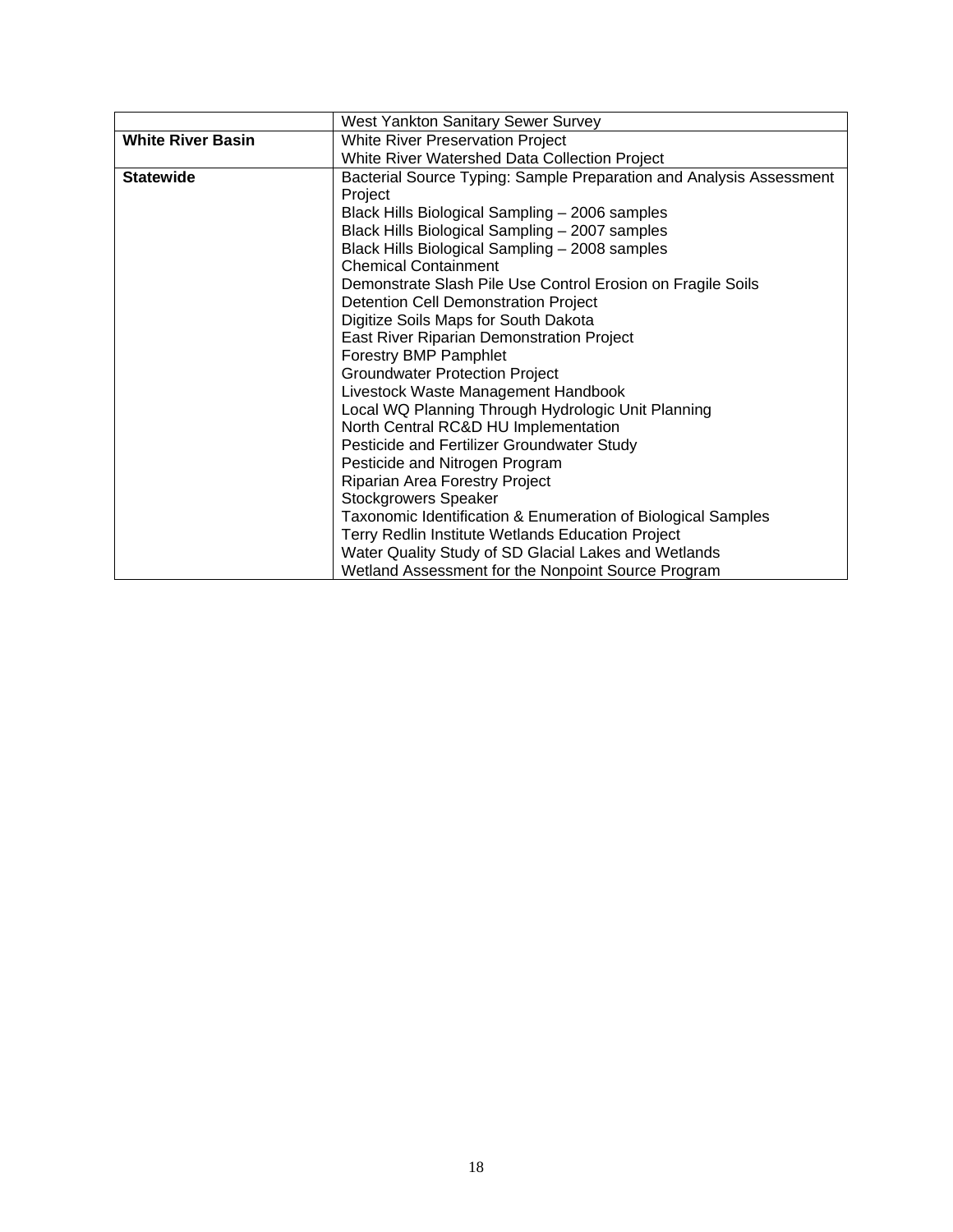| | |
|---|---|
| | West Yankton Sanitary Sewer Survey |
| **White River Basin** | White River Preservation Project |
| | White River Watershed Data Collection Project |
| **Statewide** | Bacterial Source Typing: Sample Preparation and Analysis Assessment Project |
| | Black Hills Biological Sampling – 2006 samples |
| | Black Hills Biological Sampling – 2007 samples |
| | Black Hills Biological Sampling – 2008 samples |
| | Chemical Containment |
| | Demonstrate Slash Pile Use Control Erosion on Fragile Soils |
| | Detention Cell Demonstration Project |
| | Digitize Soils Maps for South Dakota |
| | East River Riparian Demonstration Project |
| | Forestry BMP Pamphlet |
| | Groundwater Protection Project |
| | Livestock Waste Management Handbook |
| | Local WQ Planning Through Hydrologic Unit Planning |
| | North Central RC&D HU Implementation |
| | Pesticide and Fertilizer Groundwater Study |
| | Pesticide and Nitrogen Program |
| | Riparian Area Forestry Project |
| | Stockgrowers Speaker |
| | Taxonomic Identification & Enumeration of Biological Samples |
| | Terry Redlin Institute Wetlands Education Project |
| | Water Quality Study of SD Glacial Lakes and Wetlands |
| | Wetland Assessment for the Nonpoint Source Program |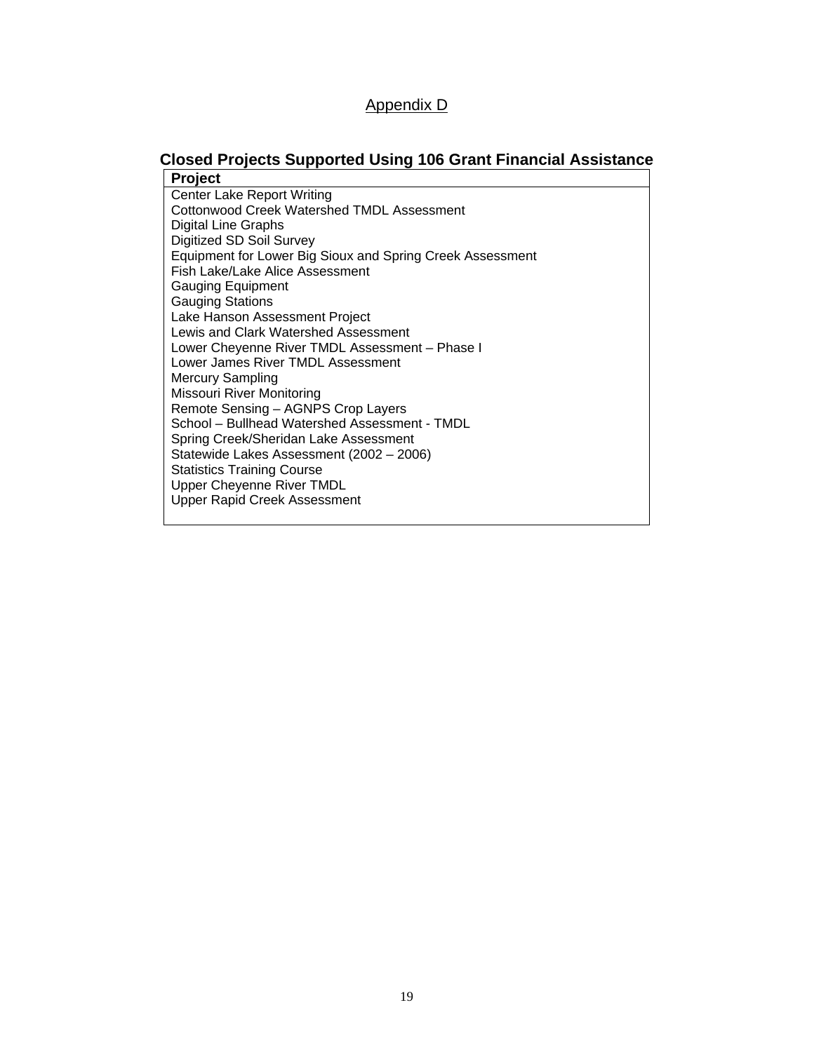Appendix D

## Closed Projects Supported Using 106 Grant Financial Assistance

| Project |
| --- |
| Center Lake Report Writing |
| Cottonwood Creek Watershed TMDL Assessment |
| Digital Line Graphs |
| Digitized SD Soil Survey |
| Equipment for Lower Big Sioux and Spring Creek Assessment |
| Fish Lake/Lake Alice Assessment |
| Gauging Equipment |
| Gauging Stations |
| Lake Hanson Assessment Project |
| Lewis and Clark Watershed Assessment |
| Lower Cheyenne River TMDL Assessment – Phase I |
| Lower James River TMDL Assessment |
| Mercury Sampling |
| Missouri River Monitoring |
| Remote Sensing – AGNPS Crop Layers |
| School – Bullhead Watershed Assessment - TMDL |
| Spring Creek/Sheridan Lake Assessment |
| Statewide Lakes Assessment (2002 – 2006) |
| Statistics Training Course |
| Upper Cheyenne River TMDL |
| Upper Rapid Creek Assessment |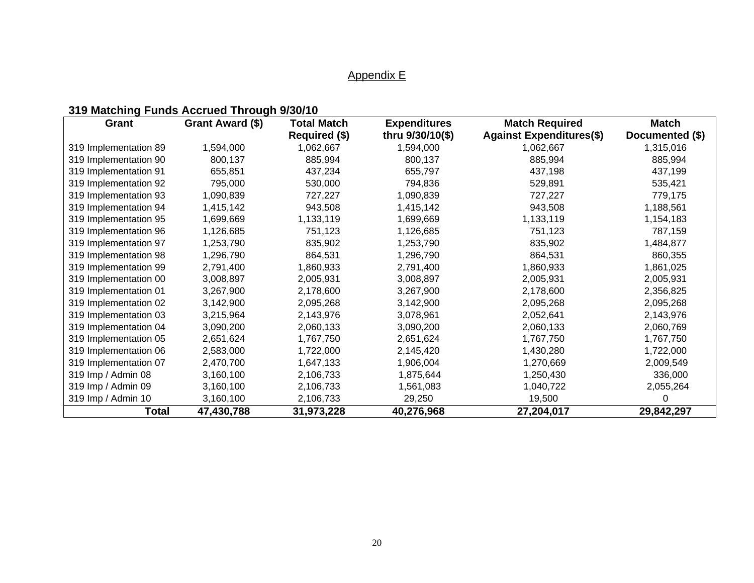Appendix E

**319 Matching Funds Accrued Through 9/30/10**

| Grant | Grant Award ($) | Total Match Required ($) | Expenditures thru 9/30/10($) | Match Required Against Expenditures($) | Match Documented ($) |
|---|---|---|---|---|---|
| 319 Implementation 89 | 1,594,000 | 1,062,667 | 1,594,000 | 1,062,667 | 1,315,016 |
| 319 Implementation 90 | 800,137 | 885,994 | 800,137 | 885,994 | 885,994 |
| 319 Implementation 91 | 655,851 | 437,234 | 655,797 | 437,198 | 437,199 |
| 319 Implementation 92 | 795,000 | 530,000 | 794,836 | 529,891 | 535,421 |
| 319 Implementation 93 | 1,090,839 | 727,227 | 1,090,839 | 727,227 | 779,175 |
| 319 Implementation 94 | 1,415,142 | 943,508 | 1,415,142 | 943,508 | 1,188,561 |
| 319 Implementation 95 | 1,699,669 | 1,133,119 | 1,699,669 | 1,133,119 | 1,154,183 |
| 319 Implementation 96 | 1,126,685 | 751,123 | 1,126,685 | 751,123 | 787,159 |
| 319 Implementation 97 | 1,253,790 | 835,902 | 1,253,790 | 835,902 | 1,484,877 |
| 319 Implementation 98 | 1,296,790 | 864,531 | 1,296,790 | 864,531 | 860,355 |
| 319 Implementation 99 | 2,791,400 | 1,860,933 | 2,791,400 | 1,860,933 | 1,861,025 |
| 319 Implementation 00 | 3,008,897 | 2,005,931 | 3,008,897 | 2,005,931 | 2,005,931 |
| 319 Implementation 01 | 3,267,900 | 2,178,600 | 3,267,900 | 2,178,600 | 2,356,825 |
| 319 Implementation 02 | 3,142,900 | 2,095,268 | 3,142,900 | 2,095,268 | 2,095,268 |
| 319 Implementation 03 | 3,215,964 | 2,143,976 | 3,078,961 | 2,052,641 | 2,143,976 |
| 319 Implementation 04 | 3,090,200 | 2,060,133 | 3,090,200 | 2,060,133 | 2,060,769 |
| 319 Implementation 05 | 2,651,624 | 1,767,750 | 2,651,624 | 1,767,750 | 1,767,750 |
| 319 Implementation 06 | 2,583,000 | 1,722,000 | 2,145,420 | 1,430,280 | 1,722,000 |
| 319 Implementation 07 | 2,470,700 | 1,647,133 | 1,906,004 | 1,270,669 | 2,009,549 |
| 319 Imp / Admin 08 | 3,160,100 | 2,106,733 | 1,875,644 | 1,250,430 | 336,000 |
| 319 Imp / Admin 09 | 3,160,100 | 2,106,733 | 1,561,083 | 1,040,722 | 2,055,264 |
| 319 Imp / Admin 10 | 3,160,100 | 2,106,733 | 29,250 | 19,500 | 0 |
| **Total** | **47,430,788** | **31,973,228** | **40,276,968** | **27,204,017** | **29,842,297** |